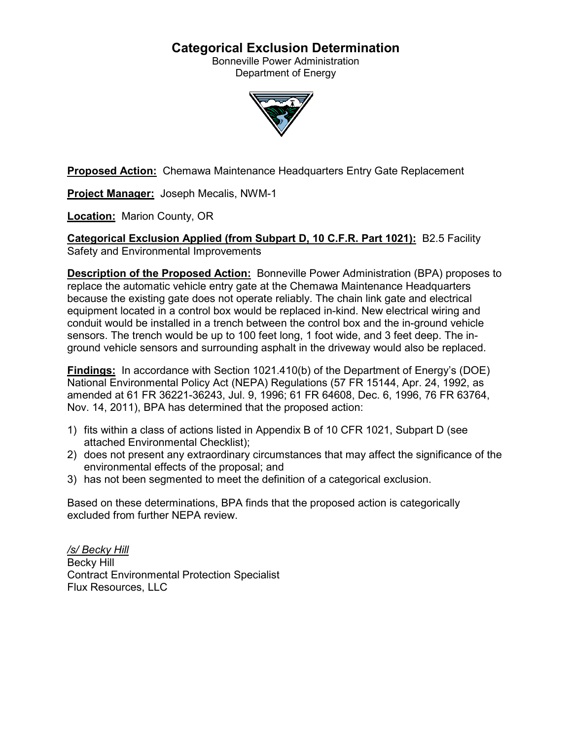# Categorical Exclusion Determination

Bonneville Power Administration
Department of Energy

**Proposed Action:** Chemawa Maintenance Headquarters Entry Gate Replacement

**Project Manager:** Joseph Mecalis, NWM-1

**Location:** Marion County, OR

**Categorical Exclusion Applied (from Subpart D, 10 C.F.R. Part 1021):** B2.5 Facility Safety and Environmental Improvements

**Description of the Proposed Action:** Bonneville Power Administration (BPA) proposes to replace the automatic vehicle entry gate at the Chemawa Maintenance Headquarters because the existing gate does not operate reliably. The chain link gate and electrical equipment located in a control box would be replaced in-kind. New electrical wiring and conduit would be installed in a trench between the control box and the in-ground vehicle sensors. The trench would be up to 100 feet long, 1 foot wide, and 3 feet deep. The in-ground vehicle sensors and surrounding asphalt in the driveway would also be replaced.

**Findings:** In accordance with Section 1021.410(b) of the Department of Energy's (DOE) National Environmental Policy Act (NEPA) Regulations (57 FR 15144, Apr. 24, 1992, as amended at 61 FR 36221-36243, Jul. 9, 1996; 61 FR 64608, Dec. 6, 1996, 76 FR 63764, Nov. 14, 2011), BPA has determined that the proposed action:

1) fits within a class of actions listed in Appendix B of 10 CFR 1021, Subpart D (see attached Environmental Checklist);
2) does not present any extraordinary circumstances that may affect the significance of the environmental effects of the proposal; and
3) has not been segmented to meet the definition of a categorical exclusion.

Based on these determinations, BPA finds that the proposed action is categorically excluded from further NEPA review.

*/s/ Becky Hill*
Becky Hill
Contract Environmental Protection Specialist
Flux Resources, LLC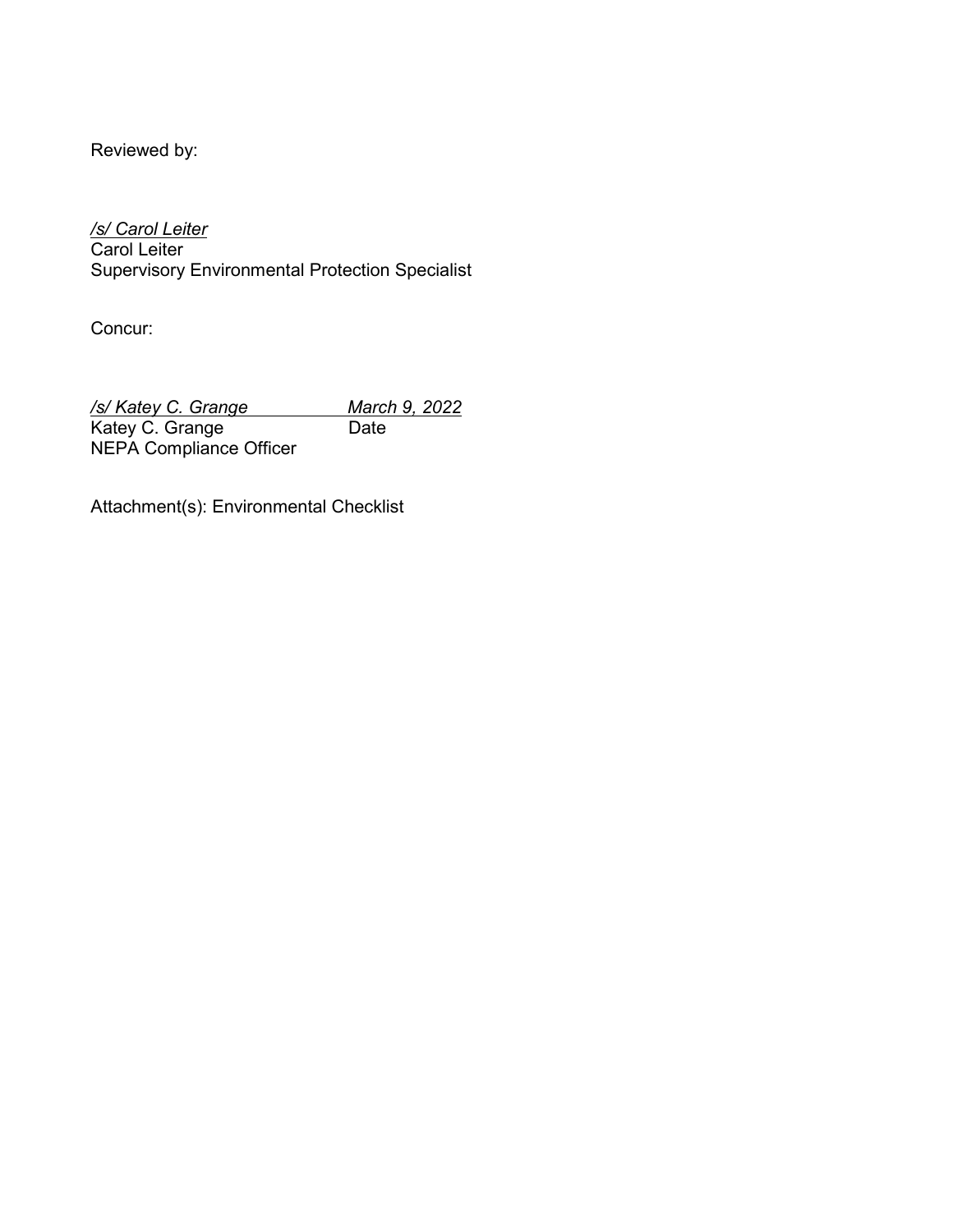Reviewed by:

*/s/ Carol Leiter*
Carol Leiter
Supervisory Environmental Protection Specialist

Concur:

*/s/ Katey C. Grange* *March 9, 2022*
Katey C. Grange Date
NEPA Compliance Officer

Attachment(s): Environmental Checklist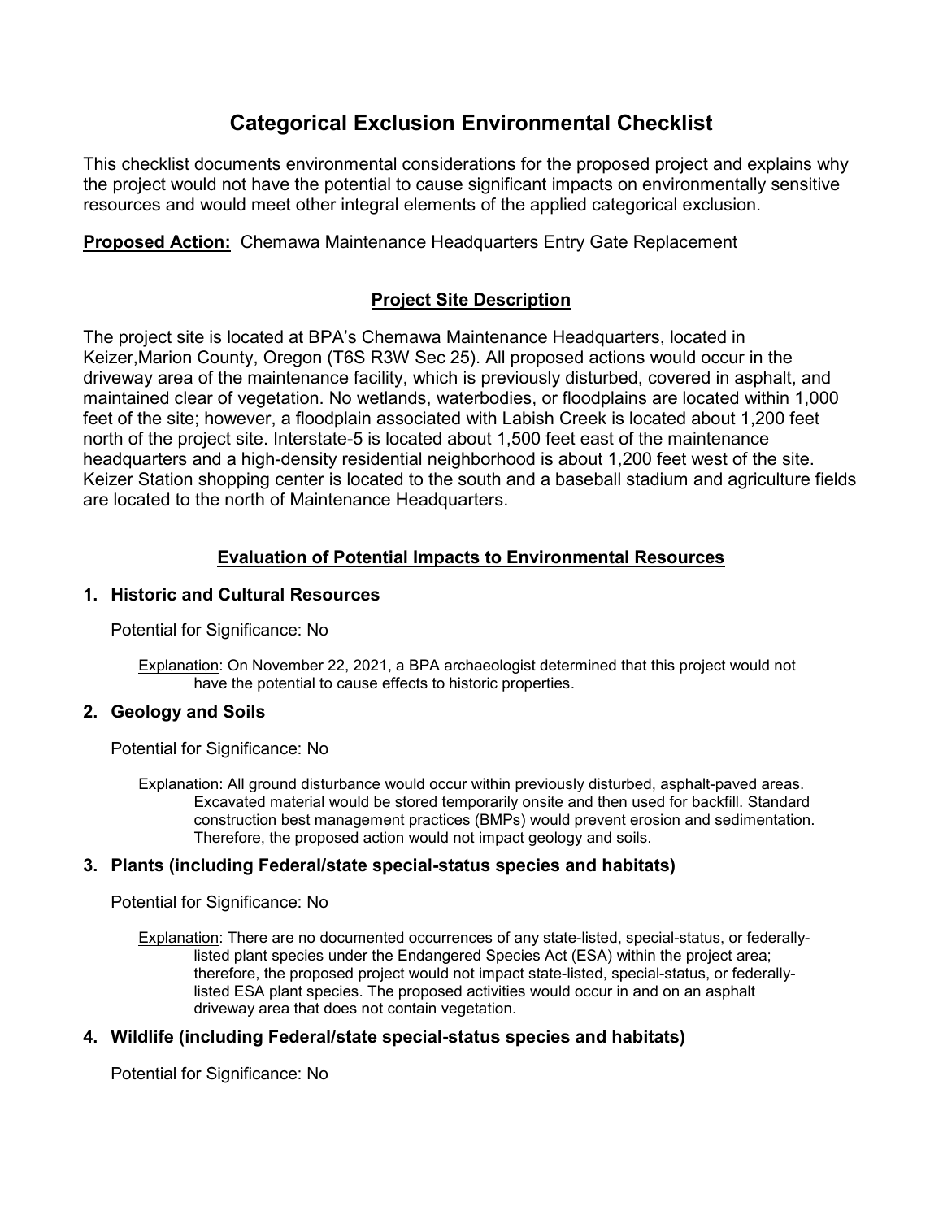# Categorical Exclusion Environmental Checklist

This checklist documents environmental considerations for the proposed project and explains why the project would not have the potential to cause significant impacts on environmentally sensitive resources and would meet other integral elements of the applied categorical exclusion.

**Proposed Action:** Chemawa Maintenance Headquarters Entry Gate Replacement

## Project Site Description

The project site is located at BPA's Chemawa Maintenance Headquarters, located in Keizer,Marion County, Oregon (T6S R3W Sec 25). All proposed actions would occur in the driveway area of the maintenance facility, which is previously disturbed, covered in asphalt, and maintained clear of vegetation. No wetlands, waterbodies, or floodplains are located within 1,000 feet of the site; however, a floodplain associated with Labish Creek is located about 1,200 feet north of the project site. Interstate-5 is located about 1,500 feet east of the maintenance headquarters and a high-density residential neighborhood is about 1,200 feet west of the site. Keizer Station shopping center is located to the south and a baseball stadium and agriculture fields are located to the north of Maintenance Headquarters.

## Evaluation of Potential Impacts to Environmental Resources

### 1. Historic and Cultural Resources

Potential for Significance: No

Explanation: On November 22, 2021, a BPA archaeologist determined that this project would not have the potential to cause effects to historic properties.

### 2. Geology and Soils

Potential for Significance: No

Explanation: All ground disturbance would occur within previously disturbed, asphalt-paved areas. Excavated material would be stored temporarily onsite and then used for backfill. Standard construction best management practices (BMPs) would prevent erosion and sedimentation. Therefore, the proposed action would not impact geology and soils.

### 3. Plants (including Federal/state special-status species and habitats)

Potential for Significance: No

Explanation: There are no documented occurrences of any state-listed, special-status, or federally-listed plant species under the Endangered Species Act (ESA) within the project area; therefore, the proposed project would not impact state-listed, special-status, or federally-listed ESA plant species. The proposed activities would occur in and on an asphalt driveway area that does not contain vegetation.

### 4. Wildlife (including Federal/state special-status species and habitats)

Potential for Significance: No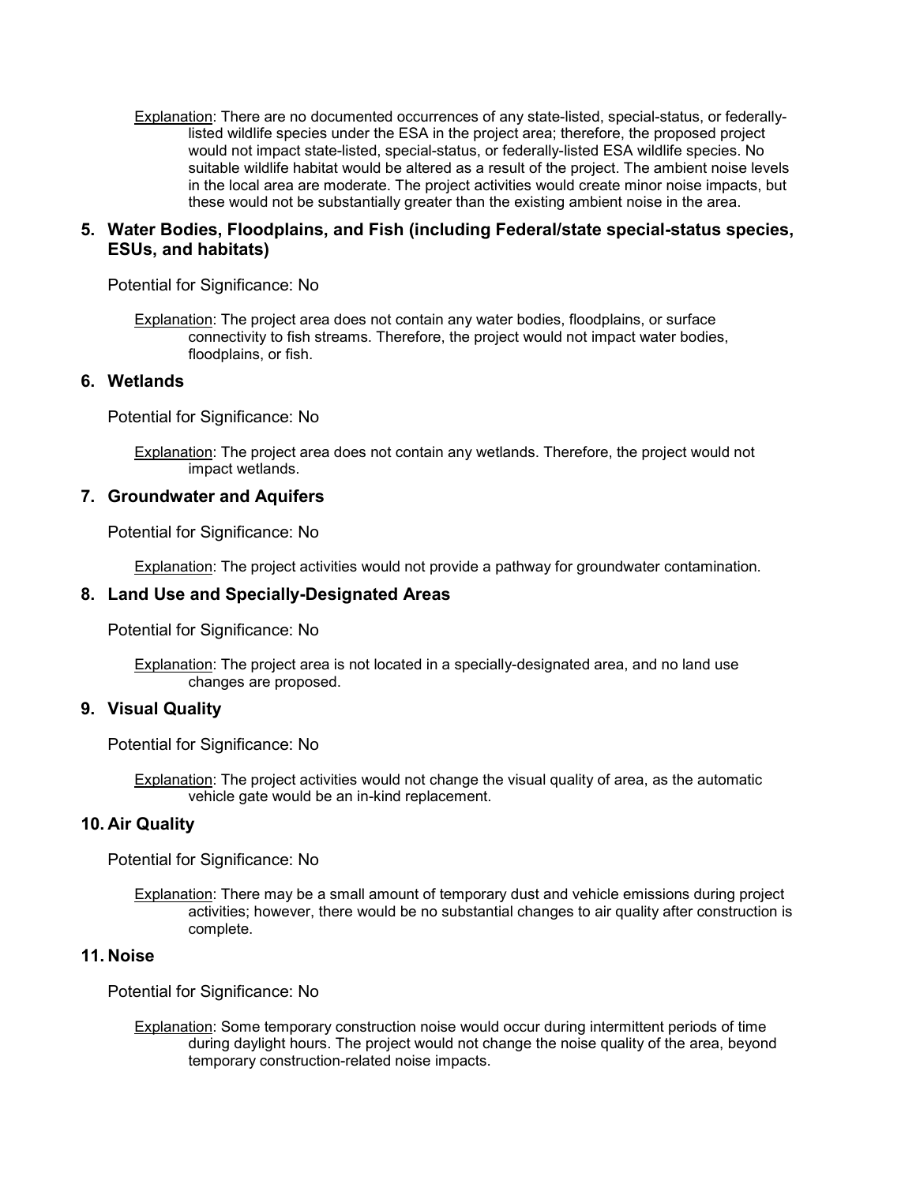<u>Explanation</u>: There are no documented occurrences of any state-listed, special-status, or federally-listed wildlife species under the ESA in the project area; therefore, the proposed project would not impact state-listed, special-status, or federally-listed ESA wildlife species. No suitable wildlife habitat would be altered as a result of the project. The ambient noise levels in the local area are moderate. The project activities would create minor noise impacts, but these would not be substantially greater than the existing ambient noise in the area.

### 5. Water Bodies, Floodplains, and Fish (including Federal/state special-status species, ESUs, and habitats)

Potential for Significance: No

<u>Explanation</u>: The project area does not contain any water bodies, floodplains, or surface connectivity to fish streams. Therefore, the project would not impact water bodies, floodplains, or fish.

### 6. Wetlands

Potential for Significance: No

<u>Explanation</u>: The project area does not contain any wetlands. Therefore, the project would not impact wetlands.

### 7. Groundwater and Aquifers

Potential for Significance: No

<u>Explanation</u>: The project activities would not provide a pathway for groundwater contamination.

### 8. Land Use and Specially-Designated Areas

Potential for Significance: No

<u>Explanation</u>: The project area is not located in a specially-designated area, and no land use changes are proposed.

### 9. Visual Quality

Potential for Significance: No

<u>Explanation</u>: The project activities would not change the visual quality of area, as the automatic vehicle gate would be an in-kind replacement.

### 10. Air Quality

Potential for Significance: No

<u>Explanation</u>: There may be a small amount of temporary dust and vehicle emissions during project activities; however, there would be no substantial changes to air quality after construction is complete.

### 11. Noise

Potential for Significance: No

<u>Explanation</u>: Some temporary construction noise would occur during intermittent periods of time during daylight hours. The project would not change the noise quality of the area, beyond temporary construction-related noise impacts.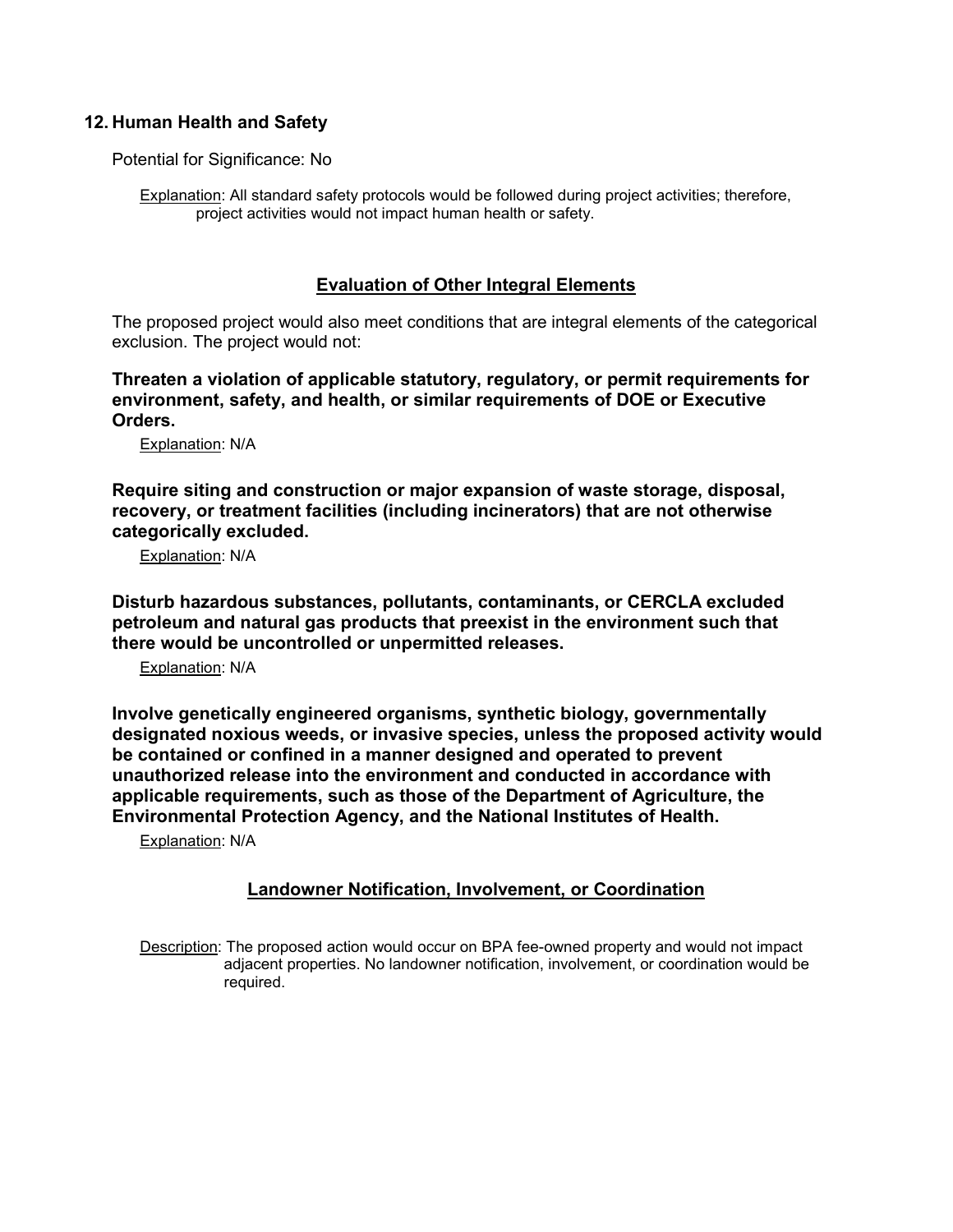## 12. Human Health and Safety

Potential for Significance: No

Explanation: All standard safety protocols would be followed during project activities; therefore, project activities would not impact human health or safety.

## Evaluation of Other Integral Elements

The proposed project would also meet conditions that are integral elements of the categorical exclusion. The project would not:

**Threaten a violation of applicable statutory, regulatory, or permit requirements for environment, safety, and health, or similar requirements of DOE or Executive Orders.**

Explanation: N/A

**Require siting and construction or major expansion of waste storage, disposal, recovery, or treatment facilities (including incinerators) that are not otherwise categorically excluded.**

Explanation: N/A

**Disturb hazardous substances, pollutants, contaminants, or CERCLA excluded petroleum and natural gas products that preexist in the environment such that there would be uncontrolled or unpermitted releases.**

Explanation: N/A

**Involve genetically engineered organisms, synthetic biology, governmentally designated noxious weeds, or invasive species, unless the proposed activity would be contained or confined in a manner designed and operated to prevent unauthorized release into the environment and conducted in accordance with applicable requirements, such as those of the Department of Agriculture, the Environmental Protection Agency, and the National Institutes of Health.**

Explanation: N/A

## Landowner Notification, Involvement, or Coordination

Description: The proposed action would occur on BPA fee-owned property and would not impact adjacent properties. No landowner notification, involvement, or coordination would be required.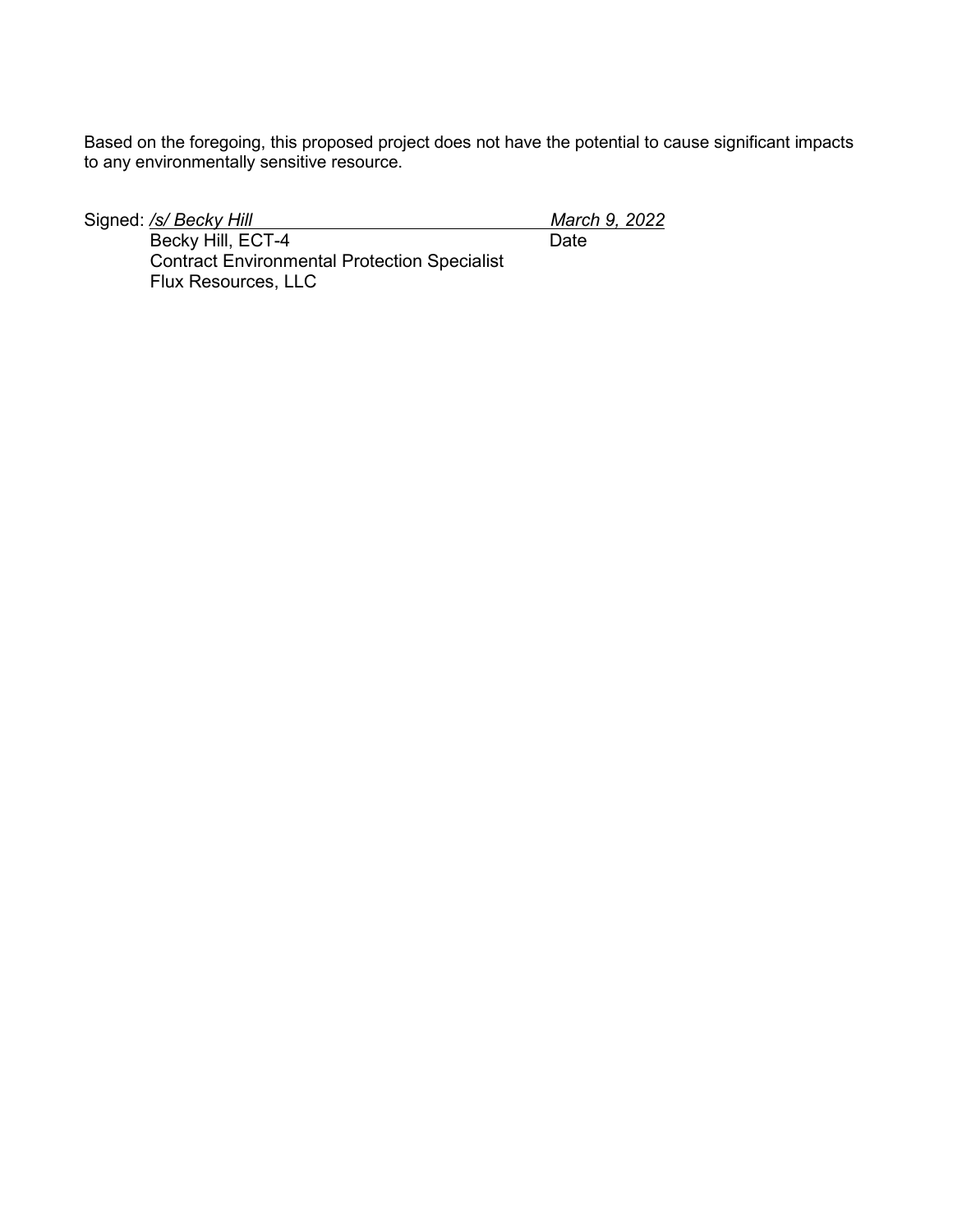Based on the foregoing, this proposed project does not have the potential to cause significant impacts to any environmentally sensitive resource.

Signed: *<u>/s/ Becky Hill</u>* *<u>March 9, 2022</u>*

Becky Hill, ECT-4 Date

Contract Environmental Protection Specialist

Flux Resources, LLC